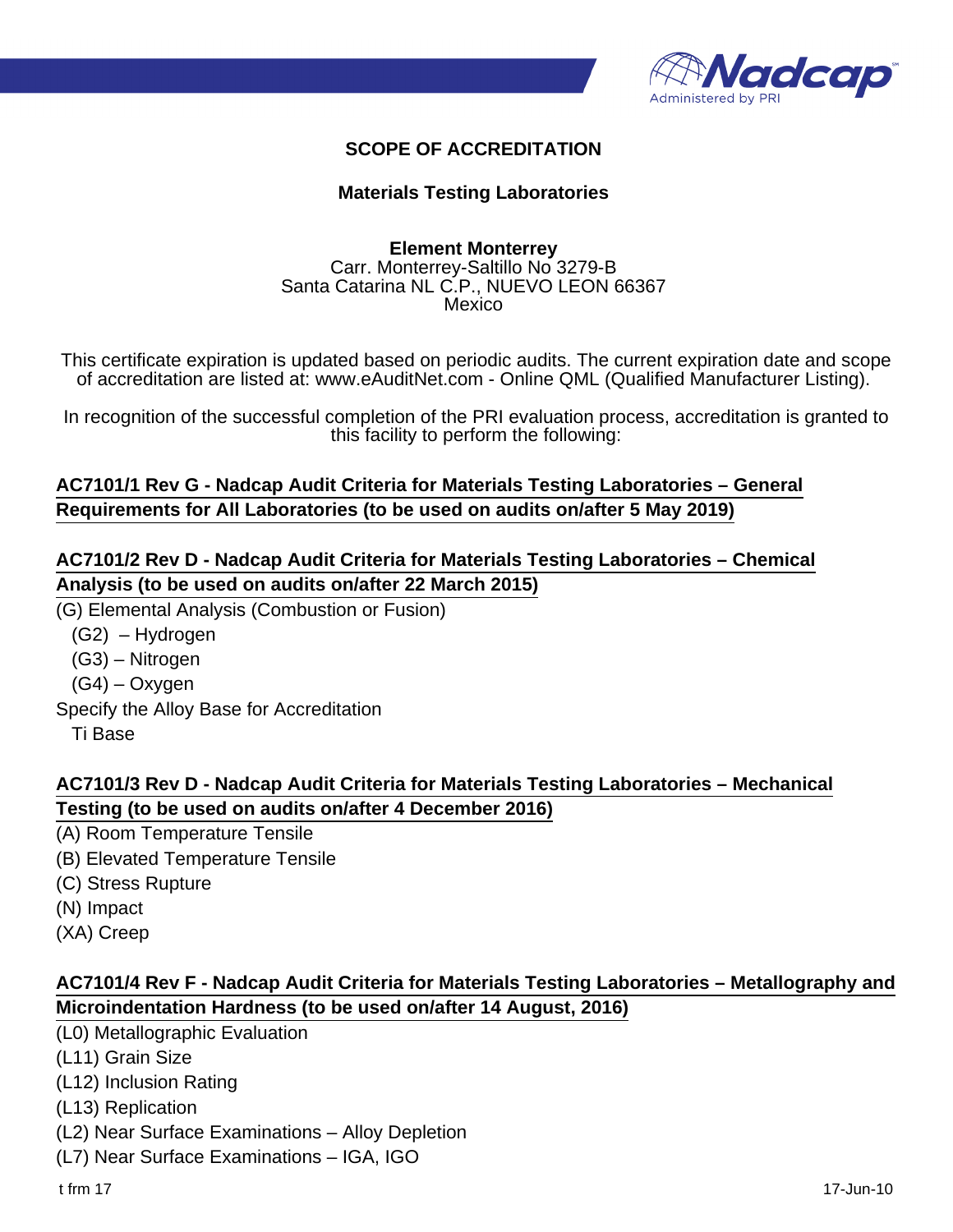# SCOPE OF ACCREDITATION

## Materials Testing Laboratories

**Element Monterrey**
Carr. Monterrey-Saltillo No 3279-B
Santa Catarina NL C.P., NUEVO LEON 66367
Mexico

This certificate expiration is updated based on periodic audits. The current expiration date and scope of accreditation are listed at: www.eAuditNet.com - Online QML (Qualified Manufacturer Listing).

In recognition of the successful completion of the PRI evaluation process, accreditation is granted to this facility to perform the following:

### AC7101/1 Rev G - Nadcap Audit Criteria for Materials Testing Laboratories – General Requirements for All Laboratories (to be used on audits on/after 5 May 2019)

### AC7101/2 Rev D - Nadcap Audit Criteria for Materials Testing Laboratories – Chemical Analysis (to be used on audits on/after 22 March 2015)

(G) Elemental Analysis (Combustion or Fusion)
- (G2) – Hydrogen
- (G3) – Nitrogen
- (G4) – Oxygen

Specify the Alloy Base for Accreditation
- Ti Base

### AC7101/3 Rev D - Nadcap Audit Criteria for Materials Testing Laboratories – Mechanical Testing (to be used on audits on/after 4 December 2016)

(A) Room Temperature Tensile
(B) Elevated Temperature Tensile
(C) Stress Rupture
(N) Impact
(XA) Creep

### AC7101/4 Rev F - Nadcap Audit Criteria for Materials Testing Laboratories – Metallography and Microindentation Hardness (to be used on/after 14 August, 2016)

(L0) Metallographic Evaluation
(L11) Grain Size
(L12) Inclusion Rating
(L13) Replication
(L2) Near Surface Examinations – Alloy Depletion
(L7) Near Surface Examinations – IGA, IGO

t frm 17 17-Jun-10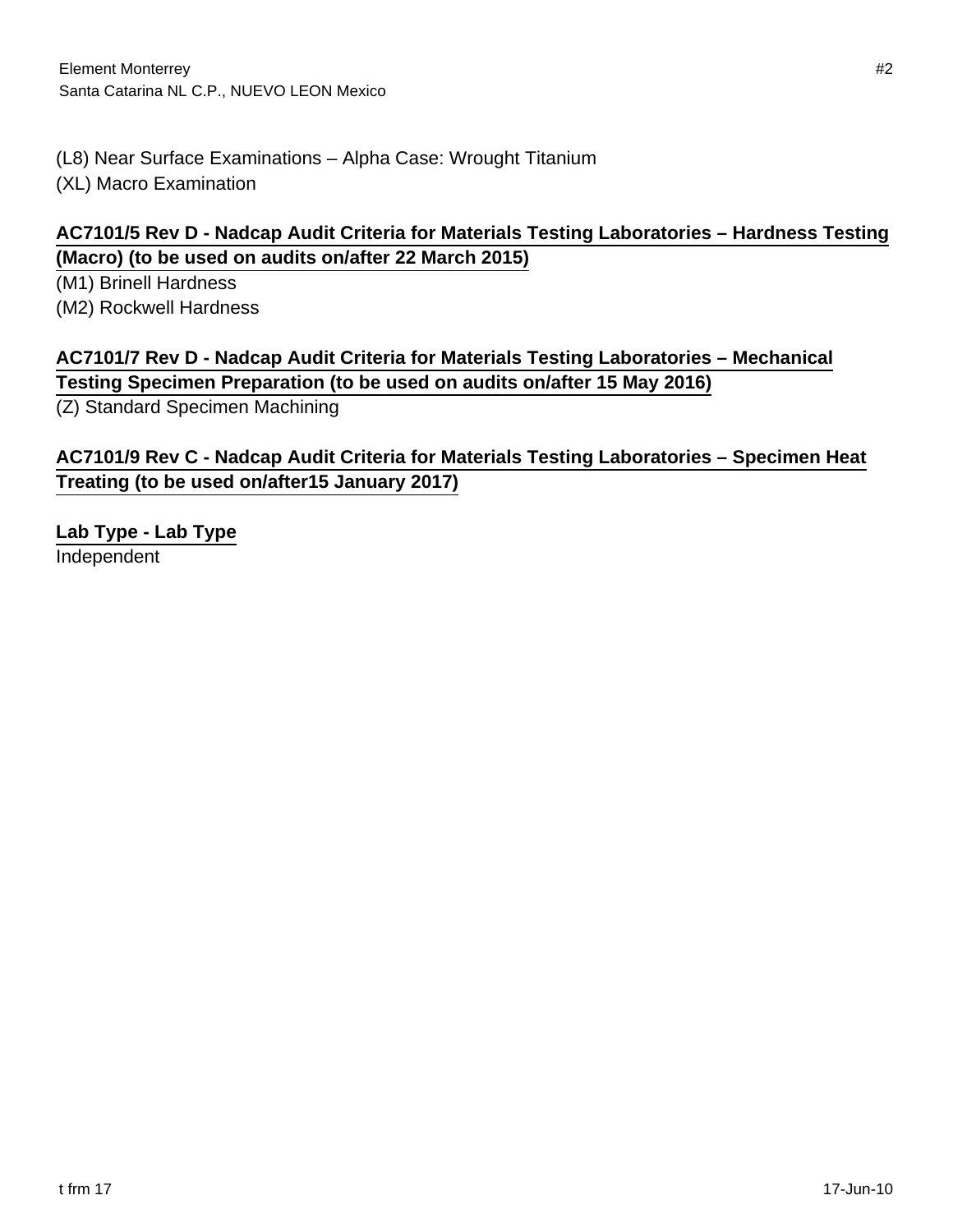(L8) Near Surface Examinations – Alpha Case: Wrought Titanium
(XL) Macro Examination

**AC7101/5 Rev D - Nadcap Audit Criteria for Materials Testing Laboratories – Hardness Testing (Macro) (to be used on audits on/after 22 March 2015)**

(M1) Brinell Hardness
(M2) Rockwell Hardness

**AC7101/7 Rev D - Nadcap Audit Criteria for Materials Testing Laboratories – Mechanical Testing Specimen Preparation (to be used on audits on/after 15 May 2016)**

(Z) Standard Specimen Machining

**AC7101/9 Rev C - Nadcap Audit Criteria for Materials Testing Laboratories – Specimen Heat Treating (to be used on/after15 January 2017)**

**Lab Type - Lab Type**

Independent